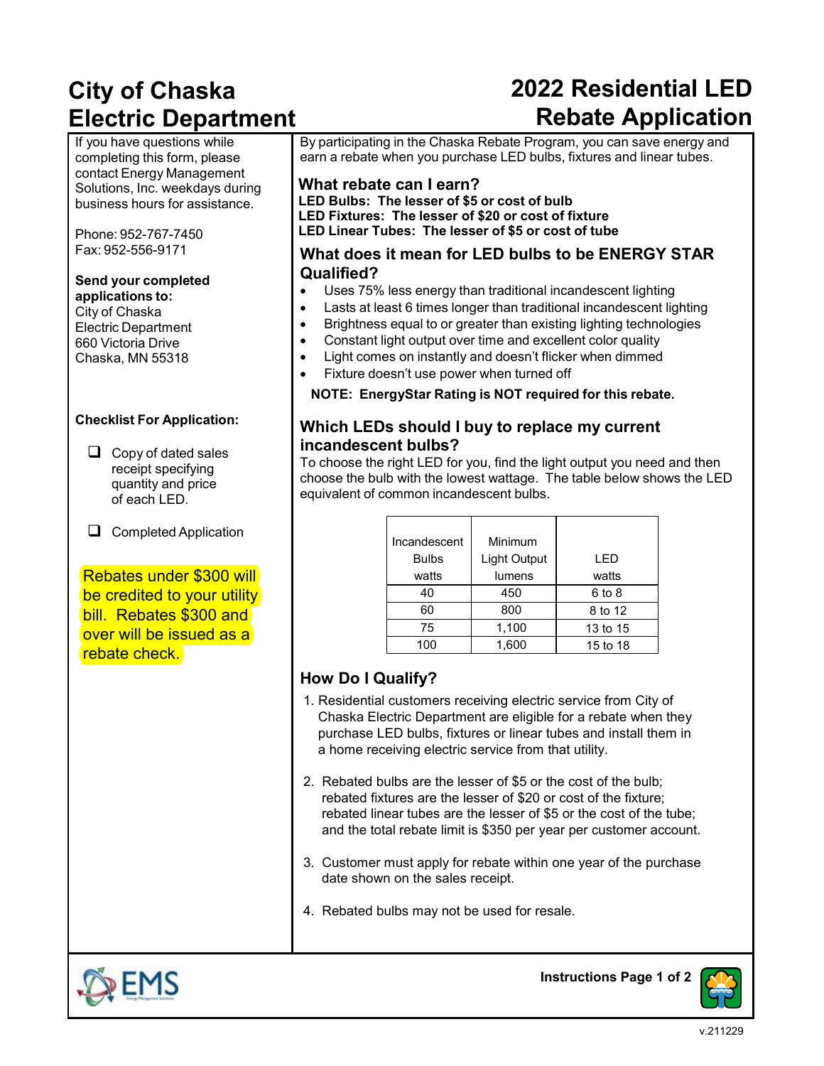# City of Chaska Electric Department

# 2022 Residential LED Rebate Application

If you have questions while completing this form, please contact Energy Management Solutions, Inc. weekdays during business hours for assistance.

Phone: 952-767-7450
Fax: 952-556-9171

**Send your completed applications to:**
City of Chaska
Electric Department
660 Victoria Drive
Chaska, MN 55318

**Checklist For Application:**

- ❑ Copy of dated sales receipt specifying quantity and price of each LED.
- ❑ Completed Application

Rebates under $300 will be credited to your utility bill. Rebates $300 and over will be issued as a rebate check.

By participating in the Chaska Rebate Program, you can save energy and earn a rebate when you purchase LED bulbs, fixtures and linear tubes.

## What rebate can I earn?

**LED Bulbs: The lesser of $5 or cost of bulb**
**LED Fixtures: The lesser of $20 or cost of fixture**
**LED Linear Tubes: The lesser of $5 or cost of tube**

## What does it mean for LED bulbs to be ENERGY STAR Qualified?

- Uses 75% less energy than traditional incandescent lighting
- Lasts at least 6 times longer than traditional incandescent lighting
- Brightness equal to or greater than existing lighting technologies
- Constant light output over time and excellent color quality
- Light comes on instantly and doesn't flicker when dimmed
- Fixture doesn't use power when turned off

**NOTE: EnergyStar Rating is NOT required for this rebate.**

## Which LEDs should I buy to replace my current incandescent bulbs?

To choose the right LED for you, find the light output you need and then choose the bulb with the lowest wattage. The table below shows the LED equivalent of common incandescent bulbs.

| Incandescent Bulbs watts | Minimum Light Output lumens | LED watts |
|---|---|---|
| 40 | 450 | 6 to 8 |
| 60 | 800 | 8 to 12 |
| 75 | 1,100 | 13 to 15 |
| 100 | 1,600 | 15 to 18 |

## How Do I Qualify?

1. Residential customers receiving electric service from City of Chaska Electric Department are eligible for a rebate when they purchase LED bulbs, fixtures or linear tubes and install them in a home receiving electric service from that utility.

2. Rebated bulbs are the lesser of $5 or the cost of the bulb; rebated fixtures are the lesser of $20 or cost of the fixture; rebated linear tubes are the lesser of $5 or the cost of the tube; and the total rebate limit is $350 per year per customer account.

3. Customer must apply for rebate within one year of the purchase date shown on the sales receipt.

4. Rebated bulbs may not be used for resale.

Instructions Page 1 of 2

v.211229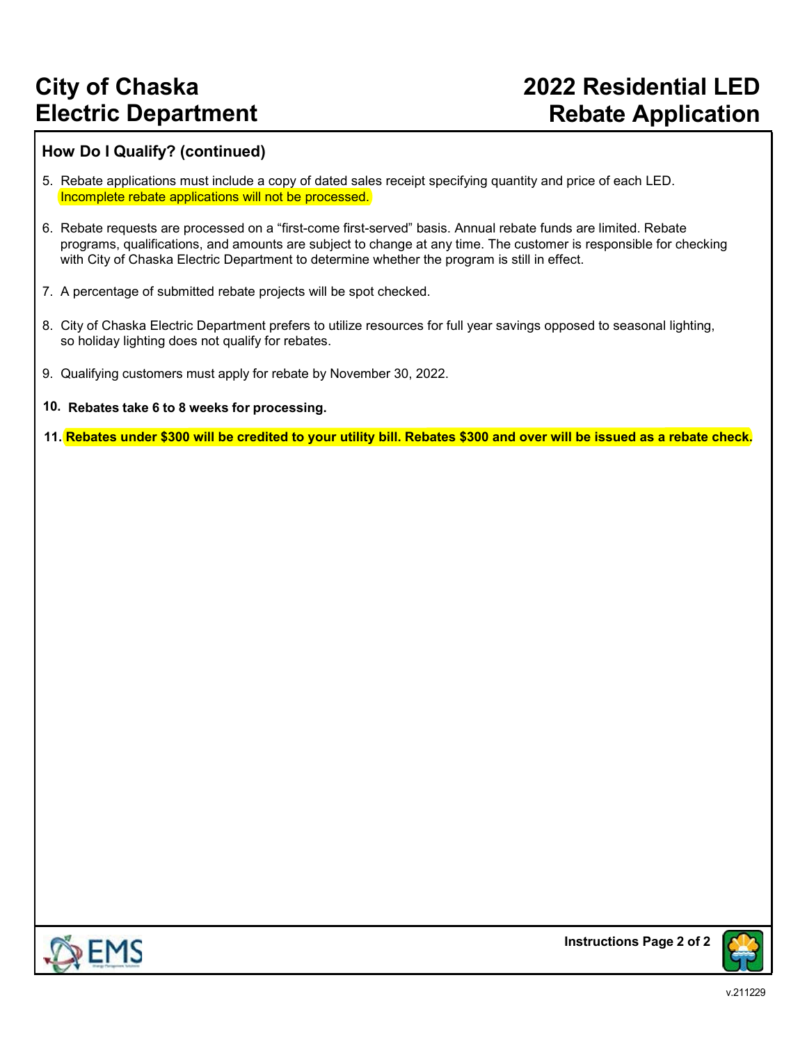# City of Chaska Electric Department

# 2022 Residential LED Rebate Application

## How Do I Qualify? (continued)

5. Rebate applications must include a copy of dated sales receipt specifying quantity and price of each LED. Incomplete rebate applications will not be processed.

6. Rebate requests are processed on a "first-come first-served" basis. Annual rebate funds are limited. Rebate programs, qualifications, and amounts are subject to change at any time. The customer is responsible for checking with City of Chaska Electric Department to determine whether the program is still in effect.

7. A percentage of submitted rebate projects will be spot checked.

8. City of Chaska Electric Department prefers to utilize resources for full year savings opposed to seasonal lighting, so holiday lighting does not qualify for rebates.

9. Qualifying customers must apply for rebate by November 30, 2022.

10. **Rebates take 6 to 8 weeks for processing.**

11. **Rebates under $300 will be credited to your utility bill. Rebates $300 and over will be issued as a rebate check.**

v.211229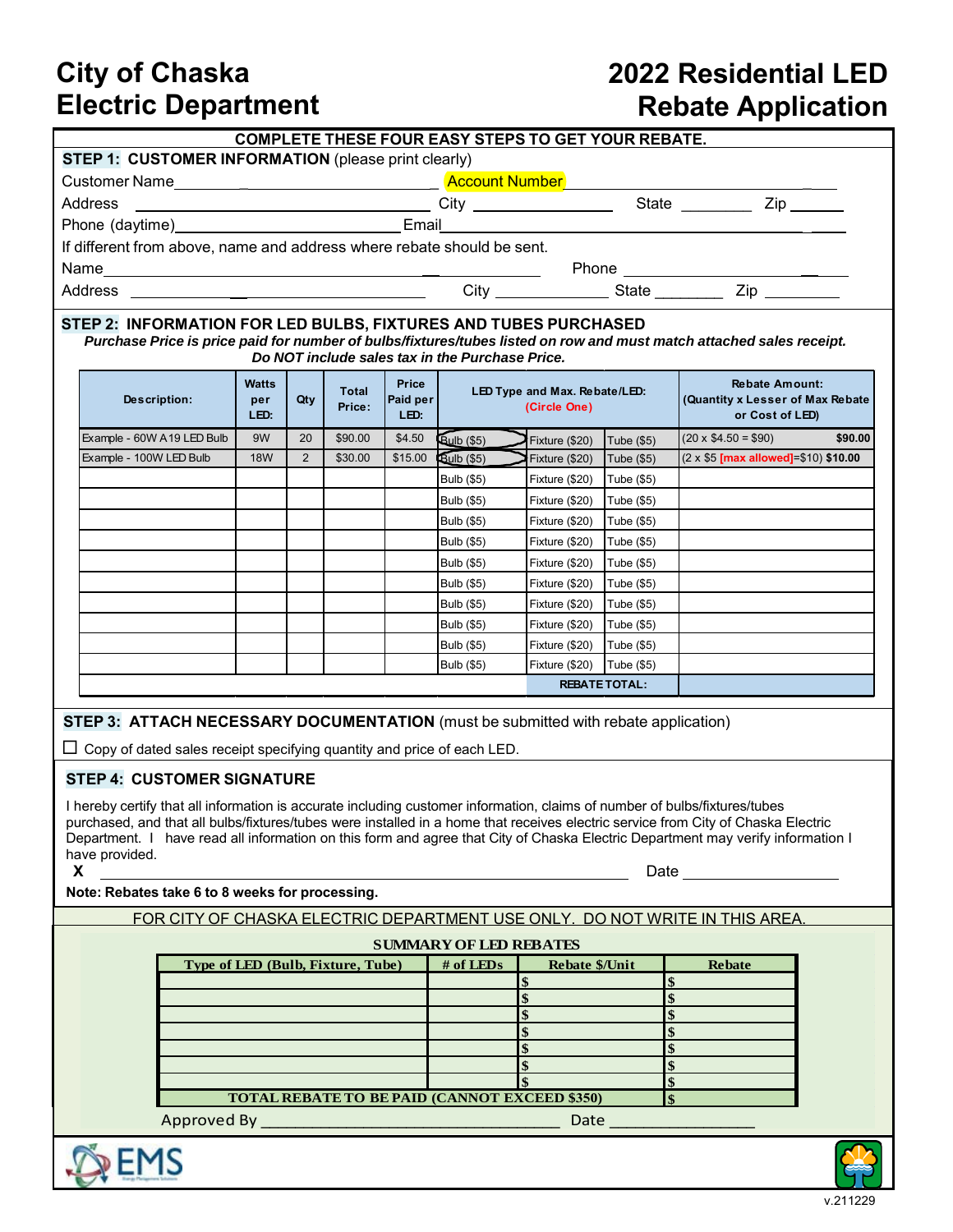# City of Chaska Electric Department

# 2022 Residential LED Rebate Application

**COMPLETE THESE FOUR EASY STEPS TO GET YOUR REBATE.**

## STEP 1: CUSTOMER INFORMATION (please print clearly)

Customer Name_________________________ Account Number___________________________

Address ______________________________ City ______________ State ________ Zip ______

Phone (daytime)_______________________ Email__________________________________

If different from above, name and address where rebate should be sent.

Name_________________________________ Phone ____________________________

Address ______________________________ City ______________ State ________ Zip ________

## STEP 2: INFORMATION FOR LED BULBS, FIXTURES AND TUBES PURCHASED

***Purchase Price is price paid for number of bulbs/fixtures/tubes listed on row and must match attached sales receipt. Do NOT include sales tax in the Purchase Price.***

| Description: | Watts per LED: | Qty | Total Price: | Price Paid per LED: | LED Type and Max. Rebate/LED: (Circle One) | | | Rebate Amount: (Quantity x Lesser of Max Rebate or Cost of LED) |
|---|---|---|---|---|---|---|---|---|
| Example - 60W A19 LED Bulb | 9W | 20 | $90.00 | $4.50 | Bulb ($5) | Fixture ($20) | Tube ($5) | (20 x $4.50 = $90) **$90.00** |
| Example - 100W LED Bulb | 18W | 2 | $30.00 | $15.00 | Bulb ($5) | Fixture ($20) | Tube ($5) | (2 x $5 [max allowed]=$10) **$10.00** |
| | | | | | Bulb ($5) | Fixture ($20) | Tube ($5) | |
| | | | | | Bulb ($5) | Fixture ($20) | Tube ($5) | |
| | | | | | Bulb ($5) | Fixture ($20) | Tube ($5) | |
| | | | | | Bulb ($5) | Fixture ($20) | Tube ($5) | |
| | | | | | Bulb ($5) | Fixture ($20) | Tube ($5) | |
| | | | | | Bulb ($5) | Fixture ($20) | Tube ($5) | |
| | | | | | Bulb ($5) | Fixture ($20) | Tube ($5) | |
| | | | | | Bulb ($5) | Fixture ($20) | Tube ($5) | |
| | | | | | Bulb ($5) | Fixture ($20) | Tube ($5) | |
| | | | | | Bulb ($5) | Fixture ($20) | Tube ($5) | |
| | | | | | | **REBATE TOTAL:** | | |

## STEP 3: ATTACH NECESSARY DOCUMENTATION (must be submitted with rebate application)

☐ Copy of dated sales receipt specifying quantity and price of each LED.

## STEP 4: CUSTOMER SIGNATURE

I hereby certify that all information is accurate including customer information, claims of number of bulbs/fixtures/tubes purchased, and that all bulbs/fixtures/tubes were installed in a home that receives electric service from City of Chaska Electric Department. I have read all information on this form and agree that City of Chaska Electric Department may verify information I have provided.

**X** ________________________________________________ Date __________________

**Note: Rebates take 6 to 8 weeks for processing.**

FOR CITY OF CHASKA ELECTRIC DEPARTMENT USE ONLY. DO NOT WRITE IN THIS AREA.

**SUMMARY OF LED REBATES**

| Type of LED (Bulb, Fixture, Tube) | # of LEDs | Rebate $/Unit | Rebate |
|---|---|---|---|
| | | $ | $ |
| | | $ | $ |
| | | $ | $ |
| | | $ | $ |
| | | $ | $ |
| | | $ | $ |
| | | $ | $ |
| **TOTAL REBATE TO BE PAID (CANNOT EXCEED $350)** | | | $ |

Approved By ________________________________ Date ________________

EMS

v.211229